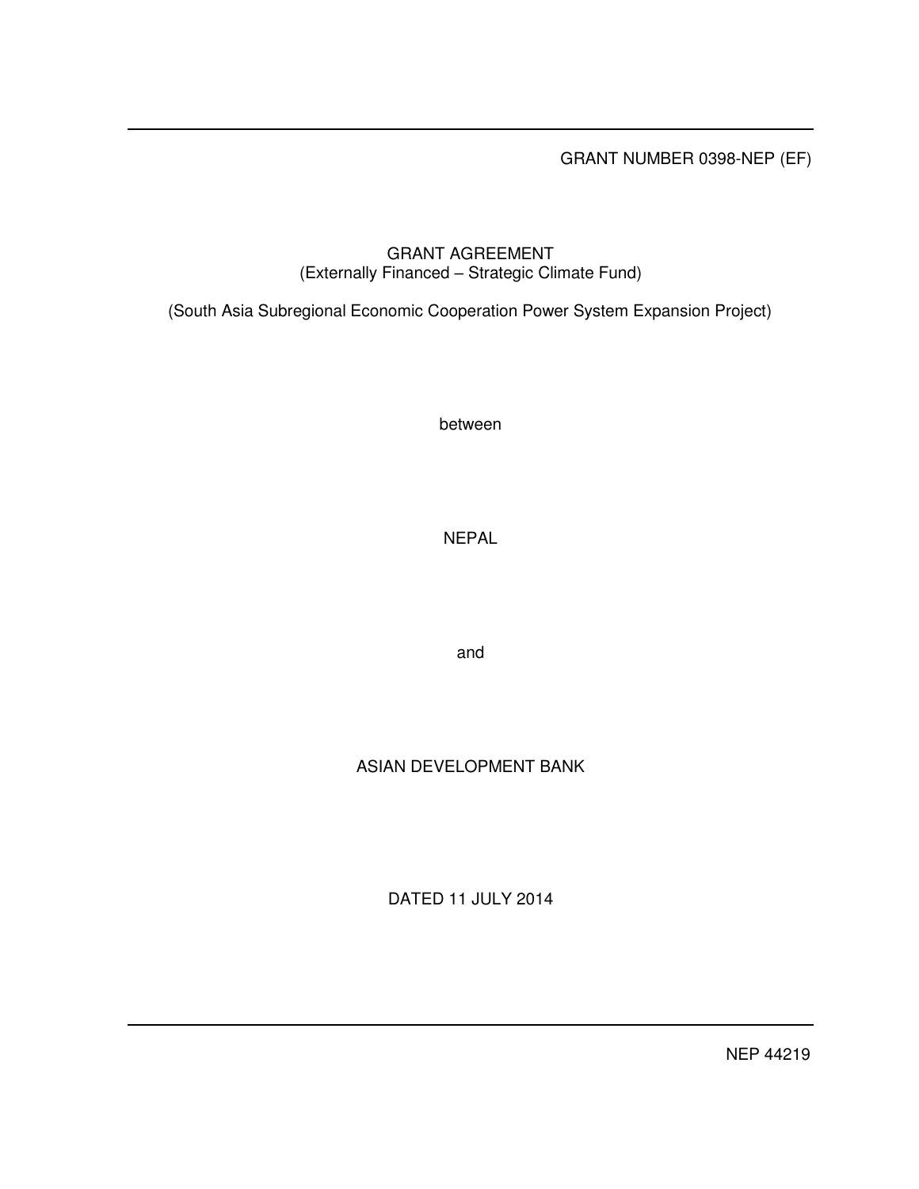GRANT NUMBER 0398-NEP (EF)

# GRANT AGREEMENT
(Externally Financed – Strategic Climate Fund)

(South Asia Subregional Economic Cooperation Power System Expansion Project)

between

NEPAL

and

ASIAN DEVELOPMENT BANK

DATED 11 JULY 2014

NEP 44219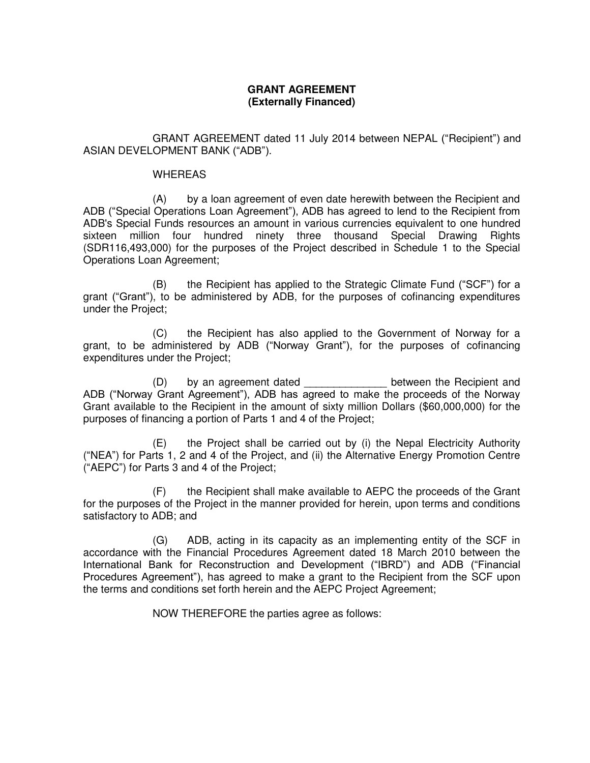**GRANT AGREEMENT**
**(Externally Financed)**

GRANT AGREEMENT dated 11 July 2014 between NEPAL ("Recipient") and ASIAN DEVELOPMENT BANK ("ADB").

WHEREAS

(A) by a loan agreement of even date herewith between the Recipient and ADB ("Special Operations Loan Agreement"), ADB has agreed to lend to the Recipient from ADB's Special Funds resources an amount in various currencies equivalent to one hundred sixteen million four hundred ninety three thousand Special Drawing Rights (SDR116,493,000) for the purposes of the Project described in Schedule 1 to the Special Operations Loan Agreement;

(B) the Recipient has applied to the Strategic Climate Fund ("SCF") for a grant ("Grant"), to be administered by ADB, for the purposes of cofinancing expenditures under the Project;

(C) the Recipient has also applied to the Government of Norway for a grant, to be administered by ADB ("Norway Grant"), for the purposes of cofinancing expenditures under the Project;

(D) by an agreement dated _____________ between the Recipient and ADB ("Norway Grant Agreement"), ADB has agreed to make the proceeds of the Norway Grant available to the Recipient in the amount of sixty million Dollars ($60,000,000) for the purposes of financing a portion of Parts 1 and 4 of the Project;

(E) the Project shall be carried out by (i) the Nepal Electricity Authority ("NEA") for Parts 1, 2 and 4 of the Project, and (ii) the Alternative Energy Promotion Centre ("AEPC") for Parts 3 and 4 of the Project;

(F) the Recipient shall make available to AEPC the proceeds of the Grant for the purposes of the Project in the manner provided for herein, upon terms and conditions satisfactory to ADB; and

(G) ADB, acting in its capacity as an implementing entity of the SCF in accordance with the Financial Procedures Agreement dated 18 March 2010 between the International Bank for Reconstruction and Development ("IBRD") and ADB ("Financial Procedures Agreement"), has agreed to make a grant to the Recipient from the SCF upon the terms and conditions set forth herein and the AEPC Project Agreement;

NOW THEREFORE the parties agree as follows: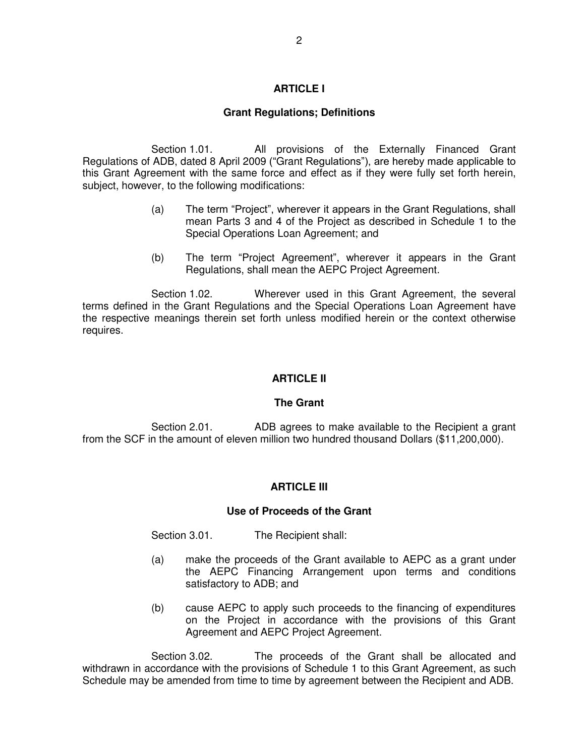## ARTICLE I

### Grant Regulations; Definitions

Section 1.01. All provisions of the Externally Financed Grant Regulations of ADB, dated 8 April 2009 ("Grant Regulations"), are hereby made applicable to this Grant Agreement with the same force and effect as if they were fully set forth herein, subject, however, to the following modifications:

(a) The term "Project", wherever it appears in the Grant Regulations, shall mean Parts 3 and 4 of the Project as described in Schedule 1 to the Special Operations Loan Agreement; and

(b) The term "Project Agreement", wherever it appears in the Grant Regulations, shall mean the AEPC Project Agreement.

Section 1.02. Wherever used in this Grant Agreement, the several terms defined in the Grant Regulations and the Special Operations Loan Agreement have the respective meanings therein set forth unless modified herein or the context otherwise requires.

## ARTICLE II

### The Grant

Section 2.01. ADB agrees to make available to the Recipient a grant from the SCF in the amount of eleven million two hundred thousand Dollars ($11,200,000).

## ARTICLE III

### Use of Proceeds of the Grant

Section 3.01. The Recipient shall:

(a) make the proceeds of the Grant available to AEPC as a grant under the AEPC Financing Arrangement upon terms and conditions satisfactory to ADB; and

(b) cause AEPC to apply such proceeds to the financing of expenditures on the Project in accordance with the provisions of this Grant Agreement and AEPC Project Agreement.

Section 3.02. The proceeds of the Grant shall be allocated and withdrawn in accordance with the provisions of Schedule 1 to this Grant Agreement, as such Schedule may be amended from time to time by agreement between the Recipient and ADB.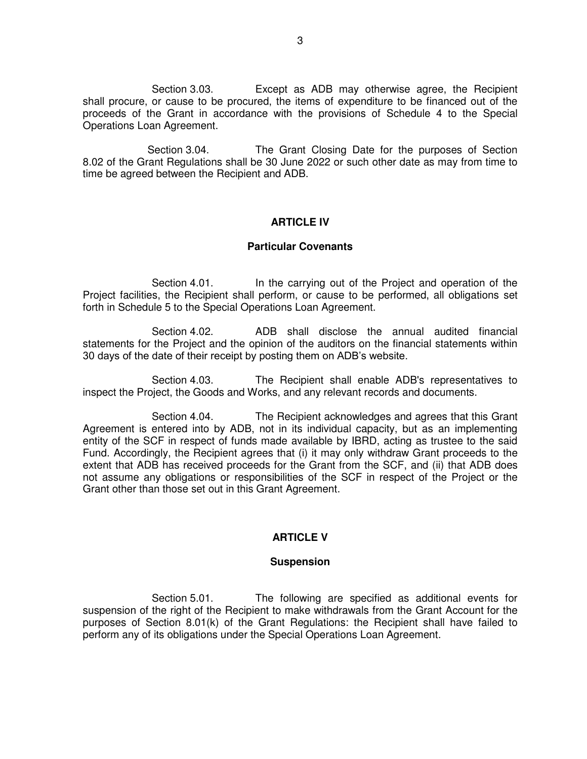Section 3.03. Except as ADB may otherwise agree, the Recipient shall procure, or cause to be procured, the items of expenditure to be financed out of the proceeds of the Grant in accordance with the provisions of Schedule 4 to the Special Operations Loan Agreement.

Section 3.04. The Grant Closing Date for the purposes of Section 8.02 of the Grant Regulations shall be 30 June 2022 or such other date as may from time to time be agreed between the Recipient and ADB.

## ARTICLE IV

### Particular Covenants

Section 4.01. In the carrying out of the Project and operation of the Project facilities, the Recipient shall perform, or cause to be performed, all obligations set forth in Schedule 5 to the Special Operations Loan Agreement.

Section 4.02. ADB shall disclose the annual audited financial statements for the Project and the opinion of the auditors on the financial statements within 30 days of the date of their receipt by posting them on ADB's website.

Section 4.03. The Recipient shall enable ADB's representatives to inspect the Project, the Goods and Works, and any relevant records and documents.

Section 4.04. The Recipient acknowledges and agrees that this Grant Agreement is entered into by ADB, not in its individual capacity, but as an implementing entity of the SCF in respect of funds made available by IBRD, acting as trustee to the said Fund. Accordingly, the Recipient agrees that (i) it may only withdraw Grant proceeds to the extent that ADB has received proceeds for the Grant from the SCF, and (ii) that ADB does not assume any obligations or responsibilities of the SCF in respect of the Project or the Grant other than those set out in this Grant Agreement.

## ARTICLE V

### Suspension

Section 5.01. The following are specified as additional events for suspension of the right of the Recipient to make withdrawals from the Grant Account for the purposes of Section 8.01(k) of the Grant Regulations: the Recipient shall have failed to perform any of its obligations under the Special Operations Loan Agreement.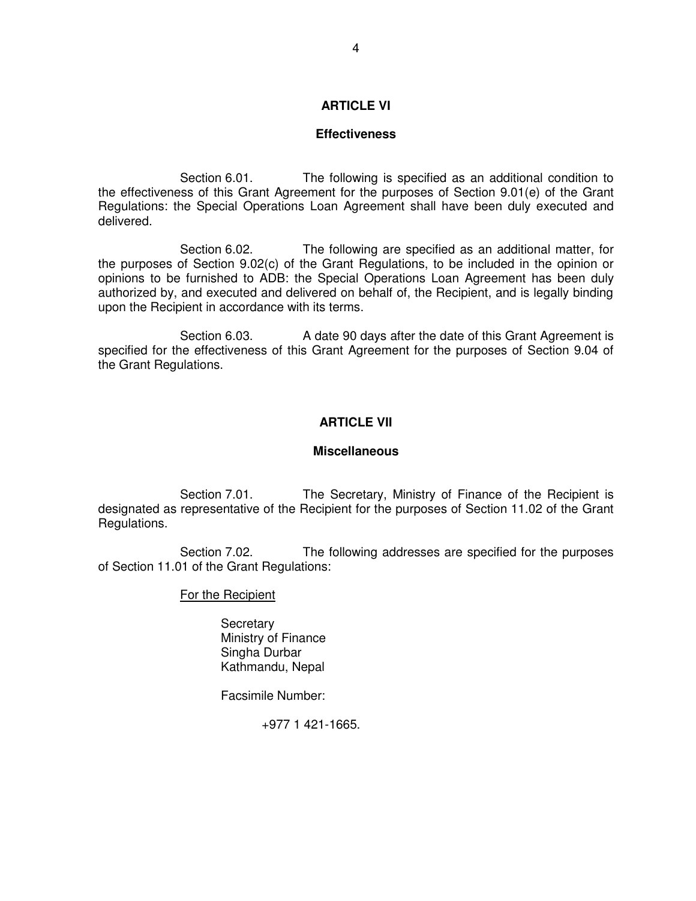## ARTICLE VI

### Effectiveness

Section 6.01. The following is specified as an additional condition to the effectiveness of this Grant Agreement for the purposes of Section 9.01(e) of the Grant Regulations: the Special Operations Loan Agreement shall have been duly executed and delivered.

Section 6.02. The following are specified as an additional matter, for the purposes of Section 9.02(c) of the Grant Regulations, to be included in the opinion or opinions to be furnished to ADB: the Special Operations Loan Agreement has been duly authorized by, and executed and delivered on behalf of, the Recipient, and is legally binding upon the Recipient in accordance with its terms.

Section 6.03. A date 90 days after the date of this Grant Agreement is specified for the effectiveness of this Grant Agreement for the purposes of Section 9.04 of the Grant Regulations.

## ARTICLE VII

### Miscellaneous

Section 7.01. The Secretary, Ministry of Finance of the Recipient is designated as representative of the Recipient for the purposes of Section 11.02 of the Grant Regulations.

Section 7.02. The following addresses are specified for the purposes of Section 11.01 of the Grant Regulations:

For the Recipient

Secretary
Ministry of Finance
Singha Durbar
Kathmandu, Nepal

Facsimile Number:

+977 1 421-1665.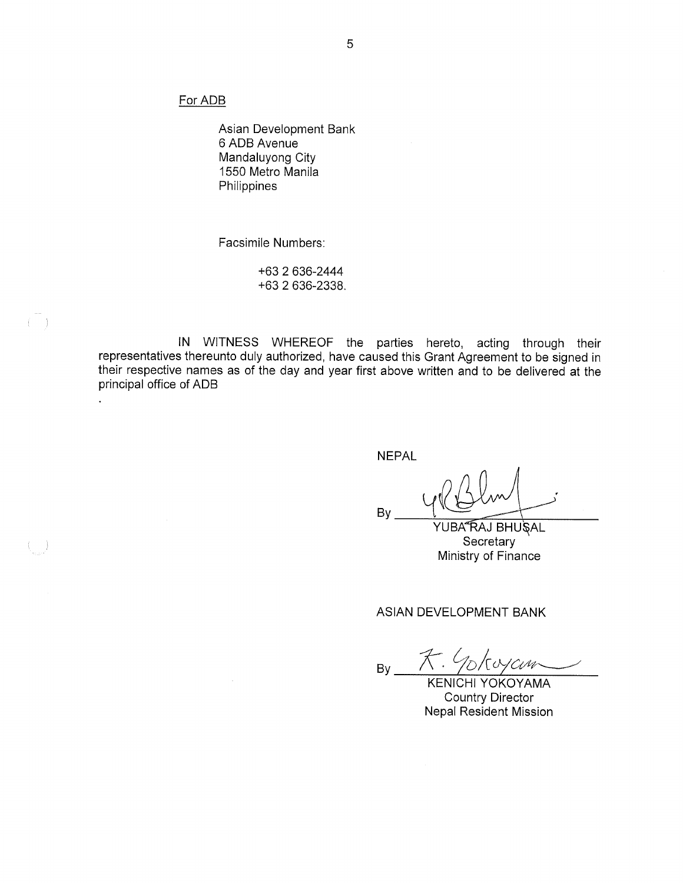For ADB

Asian Development Bank
6 ADB Avenue
Mandaluyong City
1550 Metro Manila
Philippines

Facsimile Numbers:

+63 2 636-2444
+63 2 636-2338.

IN WITNESS WHEREOF the parties hereto, acting through their representatives thereunto duly authorized, have caused this Grant Agreement to be signed in their respective names as of the day and year first above written and to be delivered at the principal office of ADB

.

NEPAL

By ______________________
YUBA RAJ BHUSAL
Secretary
Ministry of Finance

ASIAN DEVELOPMENT BANK

By ______________________
KENICHI YOKOYAMA
Country Director
Nepal Resident Mission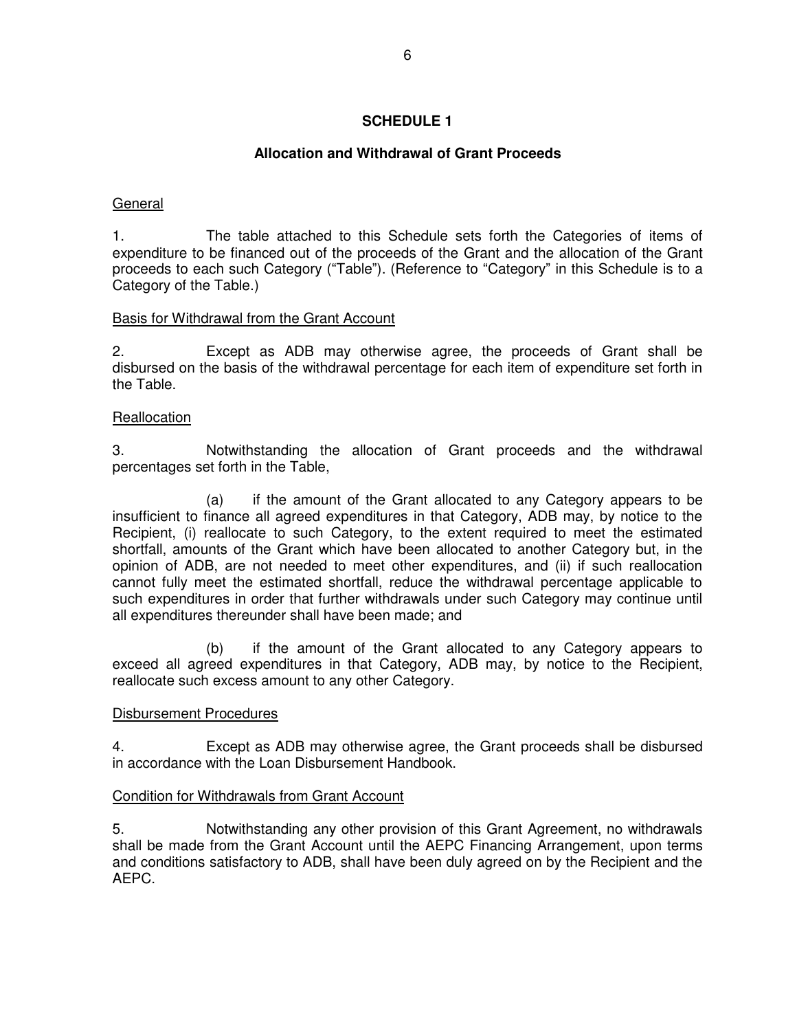# SCHEDULE 1

## Allocation and Withdrawal of Grant Proceeds

General

1. The table attached to this Schedule sets forth the Categories of items of expenditure to be financed out of the proceeds of the Grant and the allocation of the Grant proceeds to each such Category ("Table"). (Reference to "Category" in this Schedule is to a Category of the Table.)

Basis for Withdrawal from the Grant Account

2. Except as ADB may otherwise agree, the proceeds of Grant shall be disbursed on the basis of the withdrawal percentage for each item of expenditure set forth in the Table.

Reallocation

3. Notwithstanding the allocation of Grant proceeds and the withdrawal percentages set forth in the Table,

(a) if the amount of the Grant allocated to any Category appears to be insufficient to finance all agreed expenditures in that Category, ADB may, by notice to the Recipient, (i) reallocate to such Category, to the extent required to meet the estimated shortfall, amounts of the Grant which have been allocated to another Category but, in the opinion of ADB, are not needed to meet other expenditures, and (ii) if such reallocation cannot fully meet the estimated shortfall, reduce the withdrawal percentage applicable to such expenditures in order that further withdrawals under such Category may continue until all expenditures thereunder shall have been made; and

(b) if the amount of the Grant allocated to any Category appears to exceed all agreed expenditures in that Category, ADB may, by notice to the Recipient, reallocate such excess amount to any other Category.

Disbursement Procedures

4. Except as ADB may otherwise agree, the Grant proceeds shall be disbursed in accordance with the Loan Disbursement Handbook.

Condition for Withdrawals from Grant Account

5. Notwithstanding any other provision of this Grant Agreement, no withdrawals shall be made from the Grant Account until the AEPC Financing Arrangement, upon terms and conditions satisfactory to ADB, shall have been duly agreed on by the Recipient and the AEPC.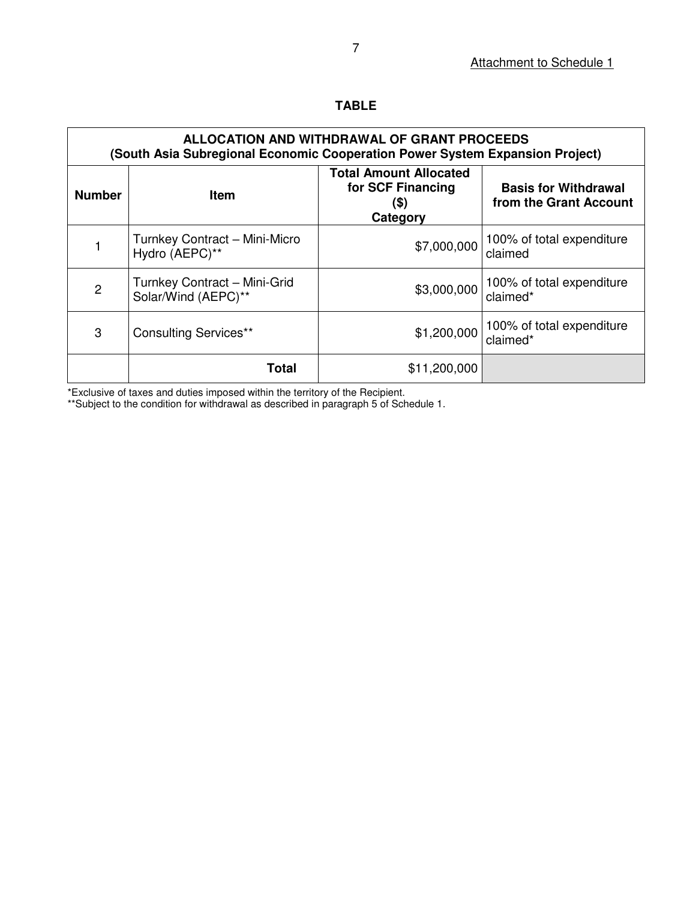Attachment to Schedule 1

**TABLE**

| ALLOCATION AND WITHDRAWAL OF GRANT PROCEEDS (South Asia Subregional Economic Cooperation Power System Expansion Project) | | | |
|---|---|---|---|
| **Number** | **Item** | **Total Amount Allocated for SCF Financing ($) Category** | **Basis for Withdrawal from the Grant Account** |
| 1 | Turnkey Contract – Mini-Micro Hydro (AEPC)** | $7,000,000 | 100% of total expenditure claimed |
| 2 | Turnkey Contract – Mini-Grid Solar/Wind (AEPC)** | $3,000,000 | 100% of total expenditure claimed* |
| 3 | Consulting Services** | $1,200,000 | 100% of total expenditure claimed* |
| | **Total** | $11,200,000 | |

*Exclusive of taxes and duties imposed within the territory of the Recipient.
**Subject to the condition for withdrawal as described in paragraph 5 of Schedule 1.